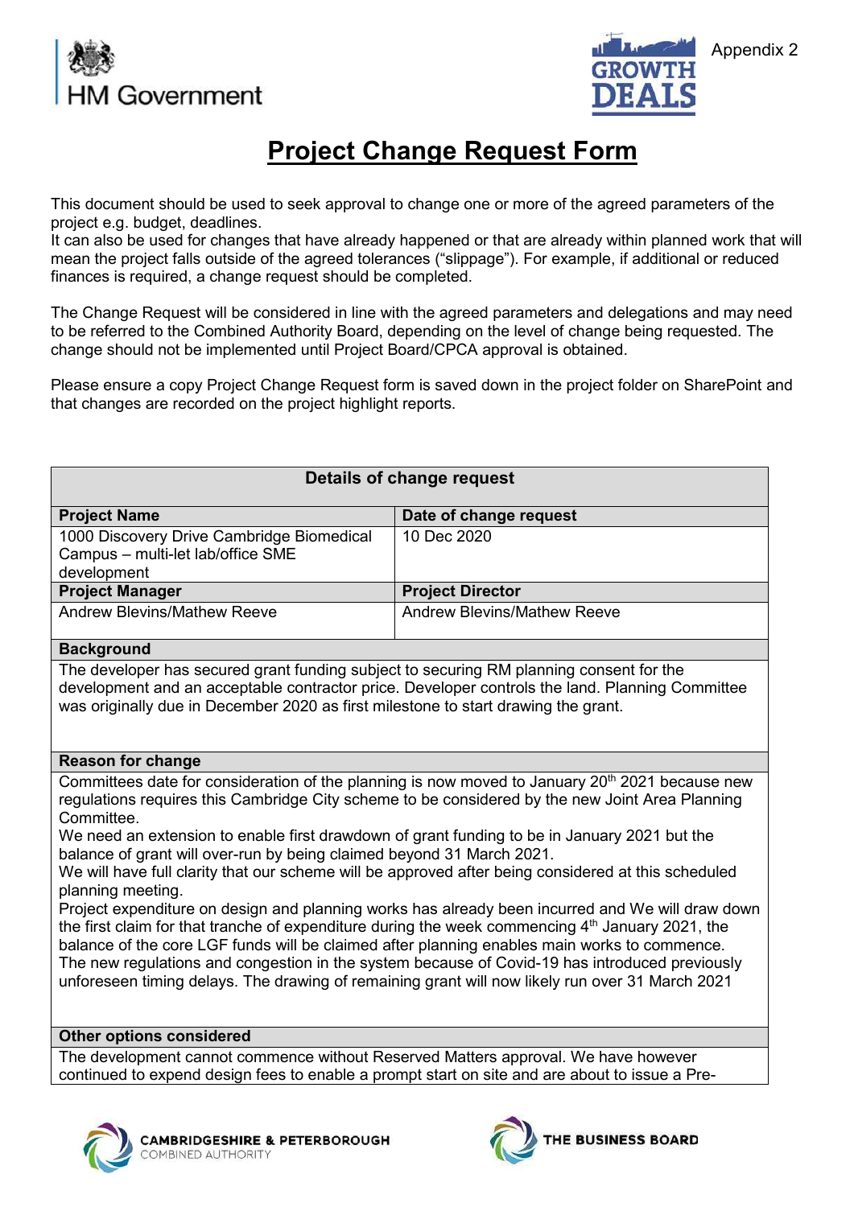Appendix 2

# Project Change Request Form

This document should be used to seek approval to change one or more of the agreed parameters of the project e.g. budget, deadlines.
It can also be used for changes that have already happened or that are already within planned work that will mean the project falls outside of the agreed tolerances ("slippage"). For example, if additional or reduced finances is required, a change request should be completed.

The Change Request will be considered in line with the agreed parameters and delegations and may need to be referred to the Combined Authority Board, depending on the level of change being requested. The change should not be implemented until Project Board/CPCA approval is obtained.

Please ensure a copy Project Change Request form is saved down in the project folder on SharePoint and that changes are recorded on the project highlight reports.

| Details of change request | |
|---|---|
| **Project Name** | **Date of change request** |
| 1000 Discovery Drive Cambridge Biomedical Campus – multi-let lab/office SME development | 10 Dec 2020 |
| **Project Manager** | **Project Director** |
| Andrew Blevins/Mathew Reeve | Andrew Blevins/Mathew Reeve |
| **Background** | |
| The developer has secured grant funding subject to securing RM planning consent for the development and an acceptable contractor price. Developer controls the land. Planning Committee was originally due in December 2020 as first milestone to start drawing the grant. | |
| **Reason for change** | |
| Committees date for consideration of the planning is now moved to January 20th 2021 because new regulations requires this Cambridge City scheme to be considered by the new Joint Area Planning Committee.<br>We need an extension to enable first drawdown of grant funding to be in January 2021 but the balance of grant will over-run by being claimed beyond 31 March 2021.<br>We will have full clarity that our scheme will be approved after being considered at this scheduled planning meeting.<br>Project expenditure on design and planning works has already been incurred and We will draw down the first claim for that tranche of expenditure during the week commencing 4th January 2021, the balance of the core LGF funds will be claimed after planning enables main works to commence.<br>The new regulations and congestion in the system because of Covid-19 has introduced previously unforeseen timing delays. The drawing of remaining grant will now likely run over 31 March 2021 | |
| **Other options considered** | |
| The development cannot commence without Reserved Matters approval. We have however continued to expend design fees to enable a prompt start on site and are about to issue a Pre- | |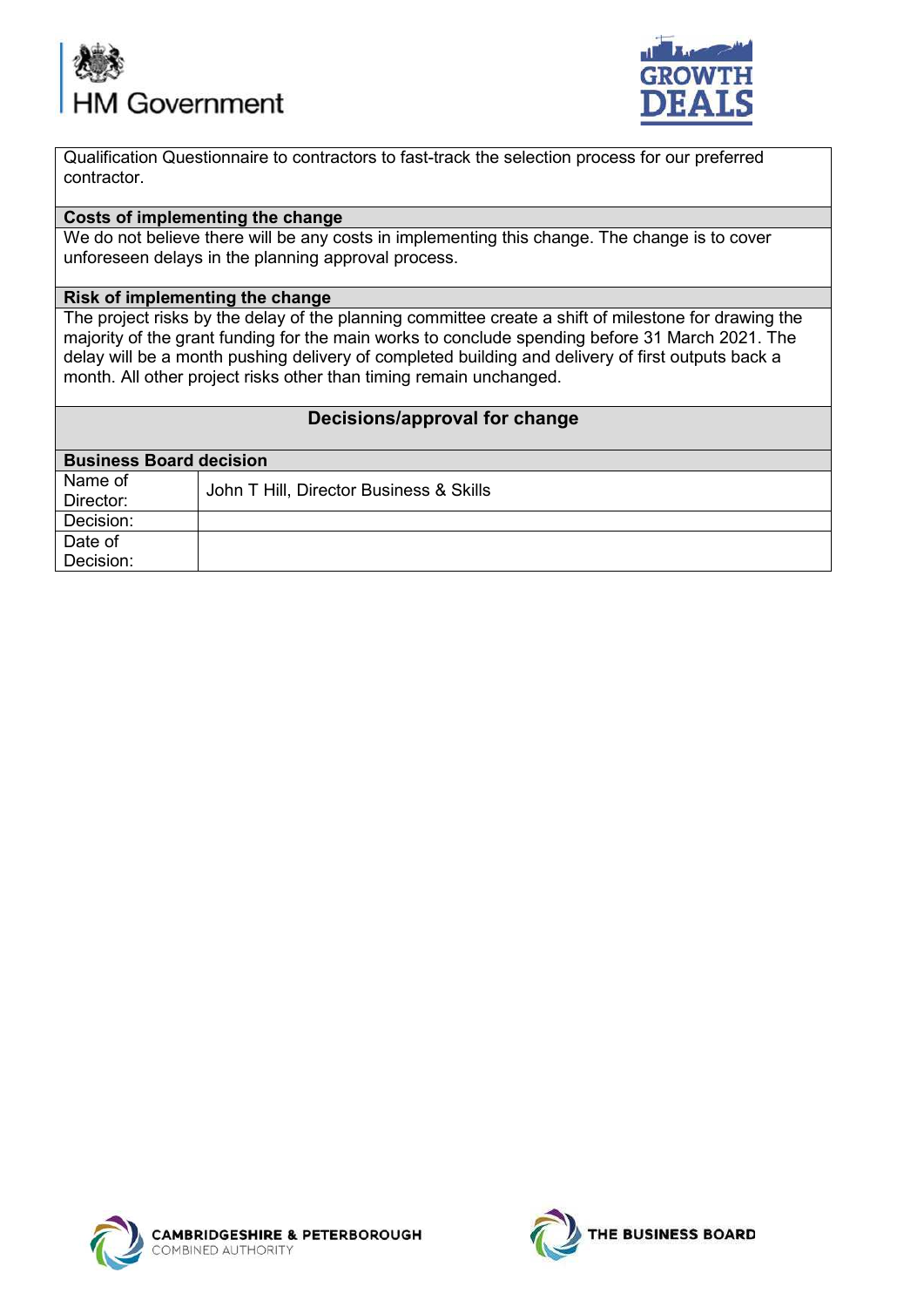Qualification Questionnaire to contractors to fast-track the selection process for our preferred contractor.

**Costs of implementing the change**

We do not believe there will be any costs in implementing this change. The change is to cover unforeseen delays in the planning approval process.

**Risk of implementing the change**

The project risks by the delay of the planning committee create a shift of milestone for drawing the majority of the grant funding for the main works to conclude spending before 31 March 2021. The delay will be a month pushing delivery of completed building and delivery of first outputs back a month. All other project risks other than timing remain unchanged.

## Decisions/approval for change

**Business Board decision**

| | |
|---|---|
| Name of Director: | John T Hill, Director Business & Skills |
| Decision: | |
| Date of Decision: | |